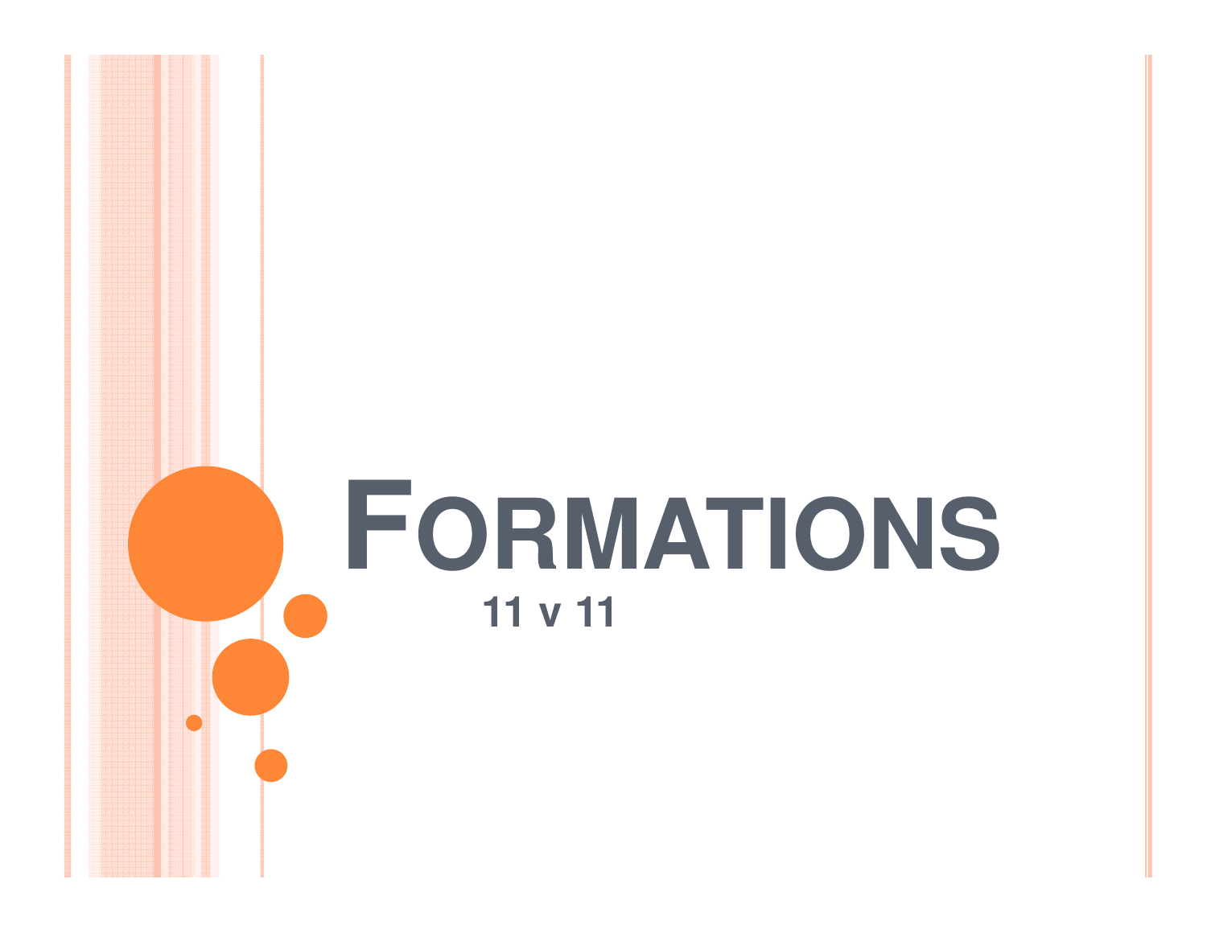# FORMATIONS

**11 v 11**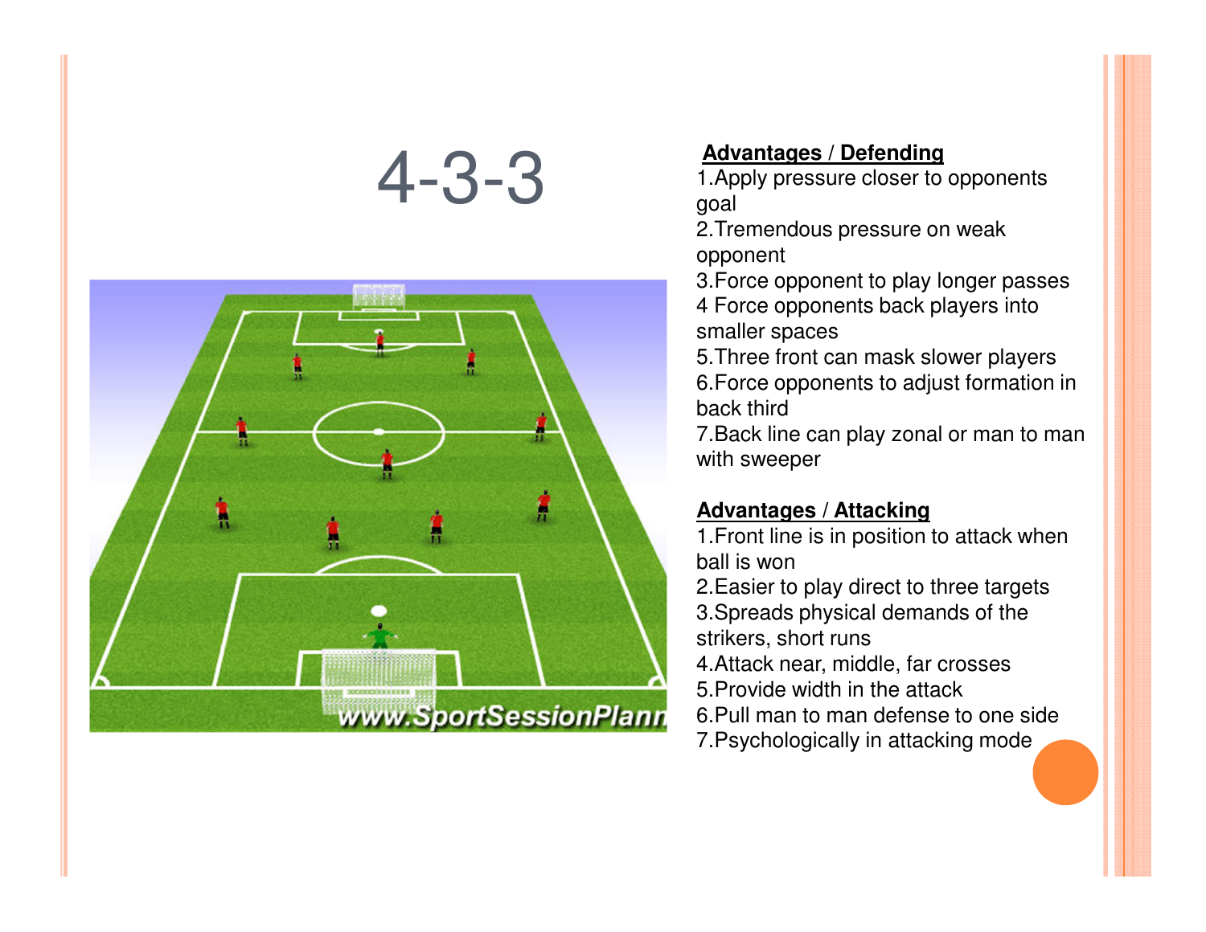# 4-3-3

**Advantages / Defending**

1. Apply pressure closer to opponents goal
2. Tremendous pressure on weak opponent
3. Force opponent to play longer passes
4. Force opponents back players into smaller spaces
5. Three front can mask slower players
6. Force opponents to adjust formation in back third
7. Back line can play zonal or man to man with sweeper

**Advantages / Attacking**

1. Front line is in position to attack when ball is won
2. Easier to play direct to three targets
3. Spreads physical demands of the strikers, short runs
4. Attack near, middle, far crosses
5. Provide width in the attack
6. Pull man to man defense to one side
7. Psychologically in attacking mode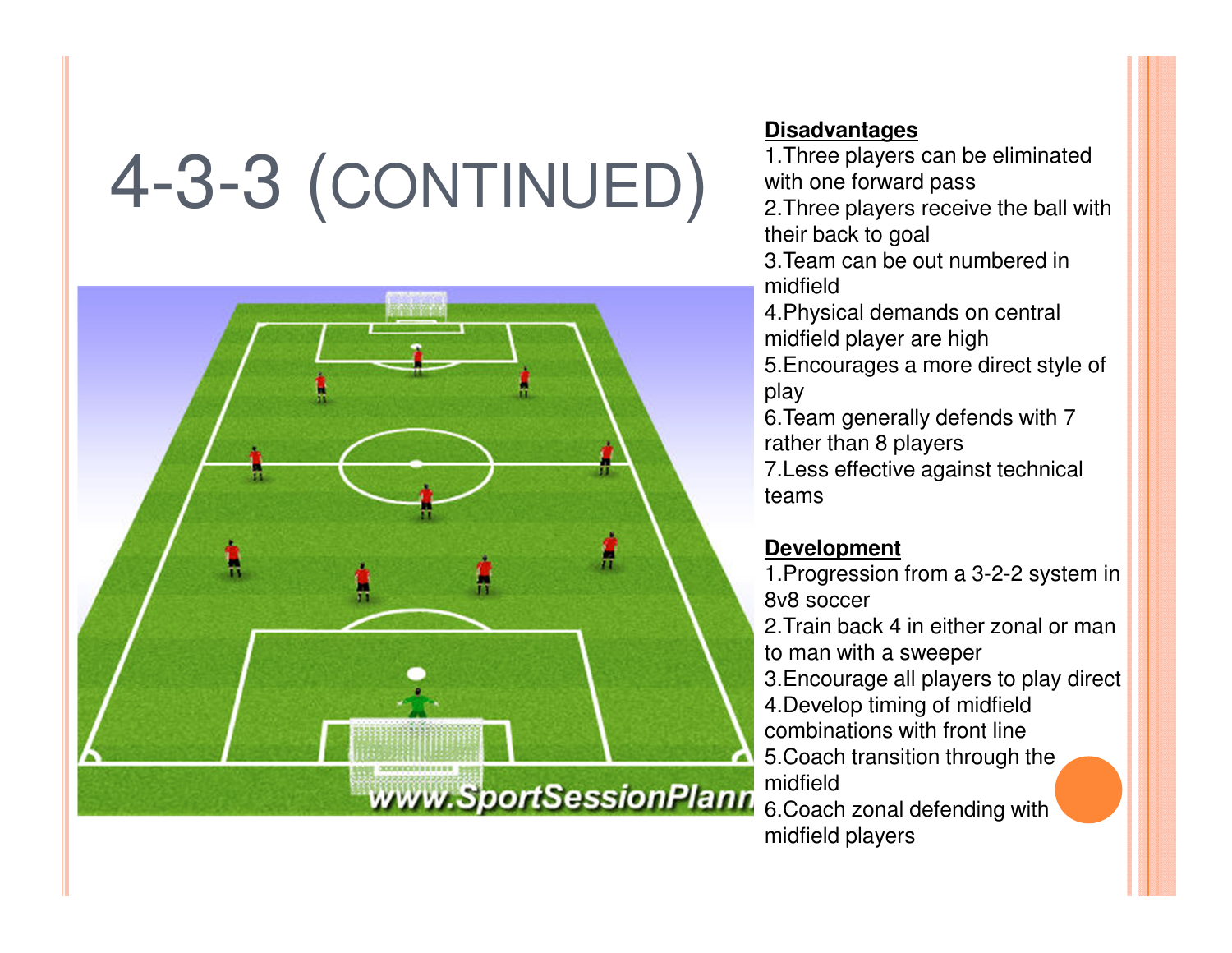# 4-3-3 (CONTINUED)

**Disadvantages**

1. Three players can be eliminated with one forward pass
2. Three players receive the ball with their back to goal
3. Team can be out numbered in midfield
4. Physical demands on central midfield player are high
5. Encourages a more direct style of play
6. Team generally defends with 7 rather than 8 players
7. Less effective against technical teams

**Development**

1. Progression from a 3-2-2 system in 8v8 soccer
2. Train back 4 in either zonal or man to man with a sweeper
3. Encourage all players to play direct
4. Develop timing of midfield combinations with front line
5. Coach transition through the midfield
6. Coach zonal defending with midfield players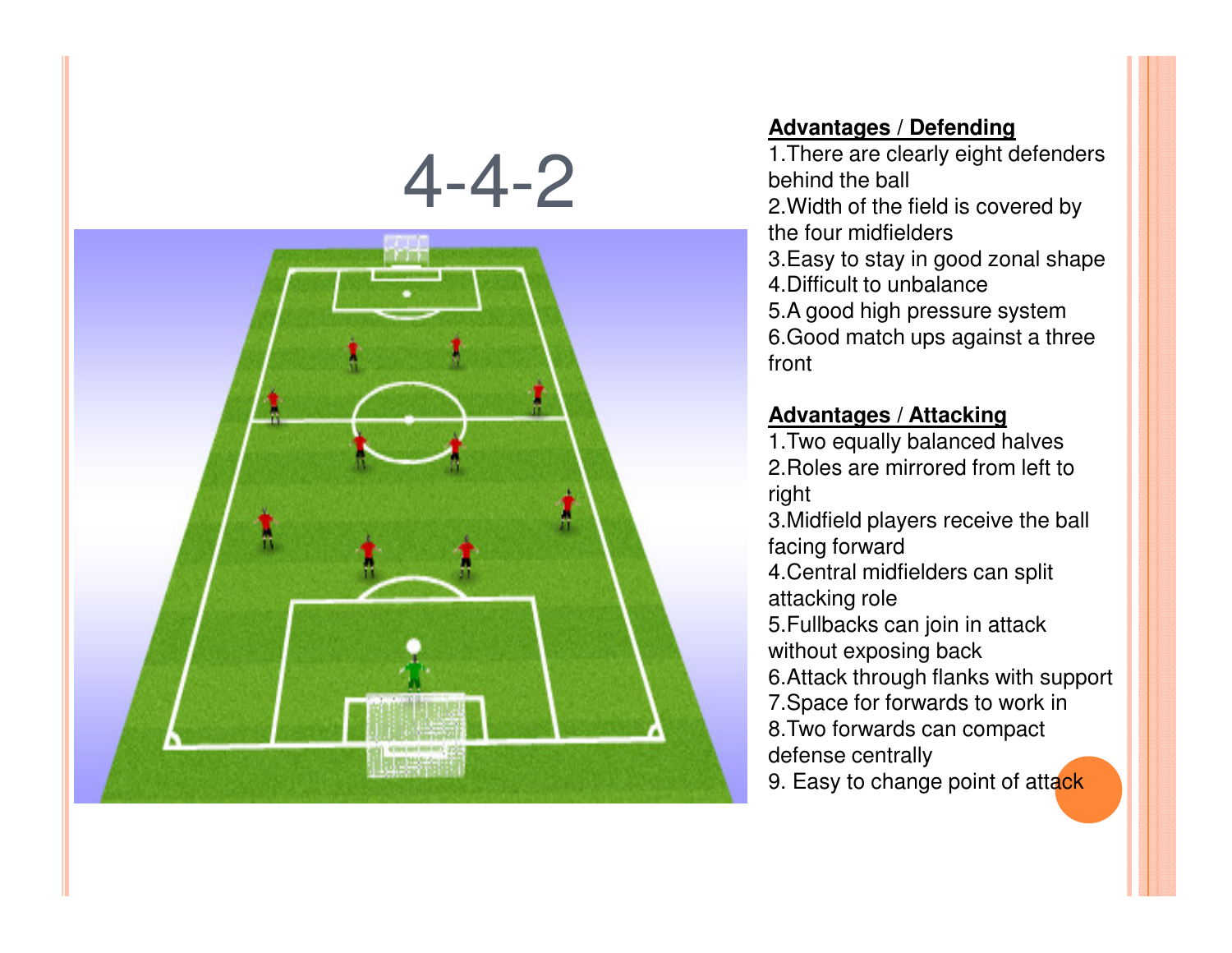# 4-4-2

**Advantages / Defending**

1. There are clearly eight defenders behind the ball
2. Width of the field is covered by the four midfielders
3. Easy to stay in good zonal shape
4. Difficult to unbalance
5. A good high pressure system
6. Good match ups against a three front

**Advantages / Attacking**

1. Two equally balanced halves
2. Roles are mirrored from left to right
3. Midfield players receive the ball facing forward
4. Central midfielders can split attacking role
5. Fullbacks can join in attack without exposing back
6. Attack through flanks with support
7. Space for forwards to work in
8. Two forwards can compact defense centrally
9. Easy to change point of attack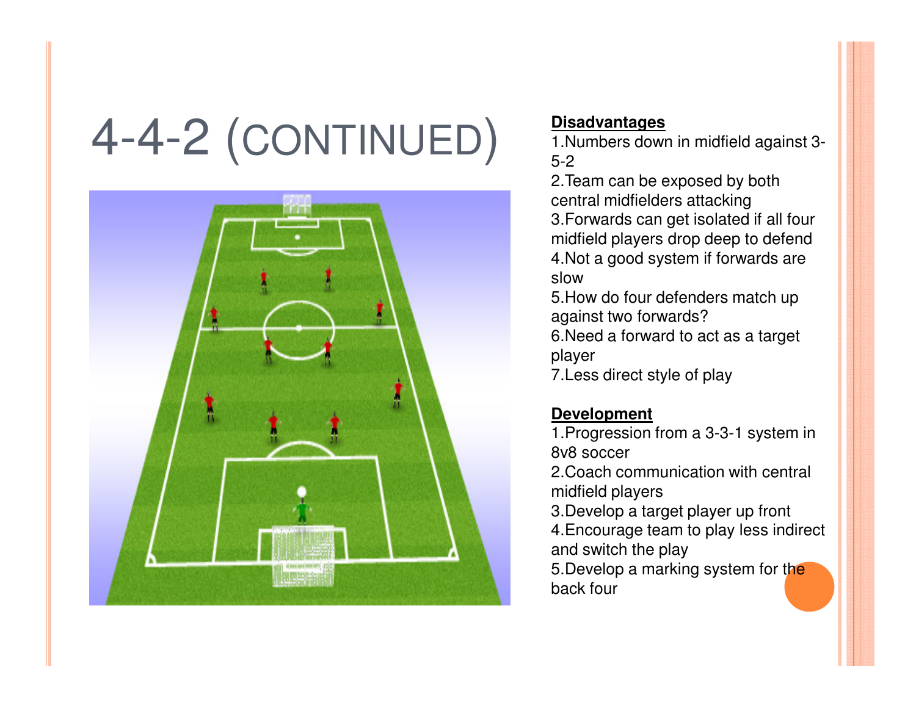# 4-4-2 (CONTINUED)

**Disadvantages**

1. Numbers down in midfield against 3-5-2
2. Team can be exposed by both central midfielders attacking
3. Forwards can get isolated if all four midfield players drop deep to defend
4. Not a good system if forwards are slow
5. How do four defenders match up against two forwards?
6. Need a forward to act as a target player
7. Less direct style of play

**Development**

1. Progression from a 3-3-1 system in 8v8 soccer
2. Coach communication with central midfield players
3. Develop a target player up front
4. Encourage team to play less indirect and switch the play
5. Develop a marking system for the back four